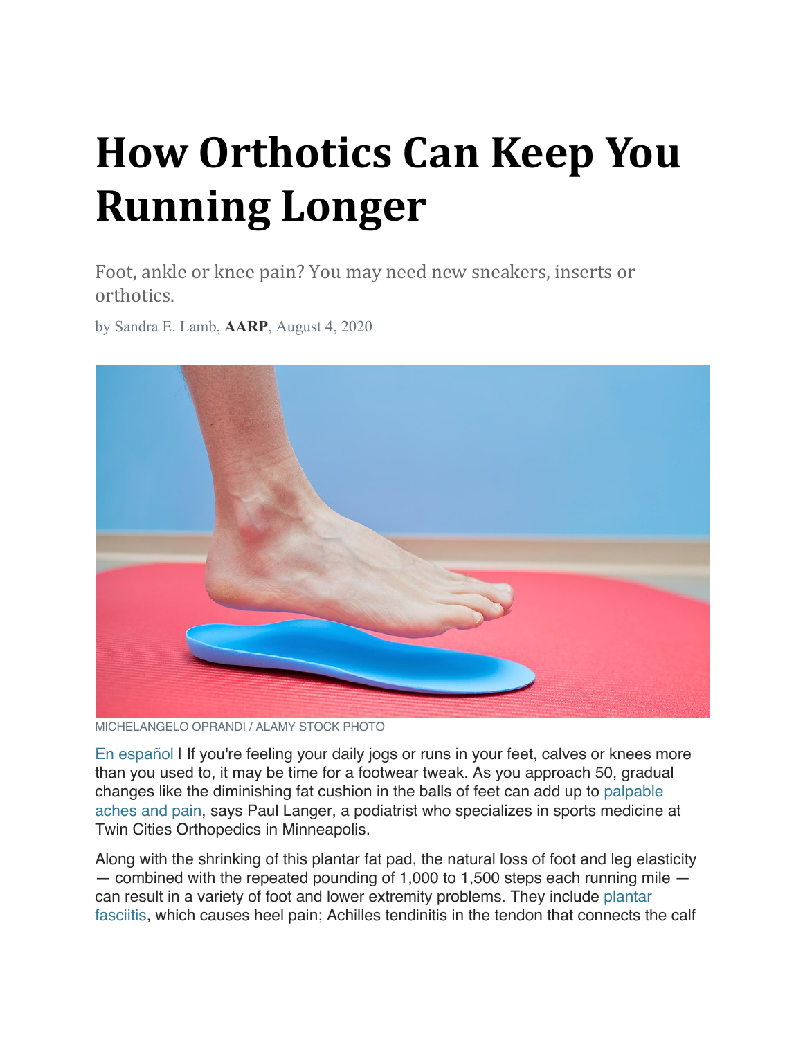# How Orthotics Can Keep You Running Longer

Foot, ankle or knee pain? You may need new sneakers, inserts or orthotics.

by Sandra E. Lamb, **AARP**, August 4, 2020

MICHELANGELO OPRANDI / ALAMY STOCK PHOTO

En español | If you're feeling your daily jogs or runs in your feet, calves or knees more than you used to, it may be time for a footwear tweak. As you approach 50, gradual changes like the diminishing fat cushion in the balls of feet can add up to palpable aches and pain, says Paul Langer, a podiatrist who specializes in sports medicine at Twin Cities Orthopedics in Minneapolis.

Along with the shrinking of this plantar fat pad, the natural loss of foot and leg elasticity — combined with the repeated pounding of 1,000 to 1,500 steps each running mile — can result in a variety of foot and lower extremity problems. They include plantar fasciitis, which causes heel pain; Achilles tendinitis in the tendon that connects the calf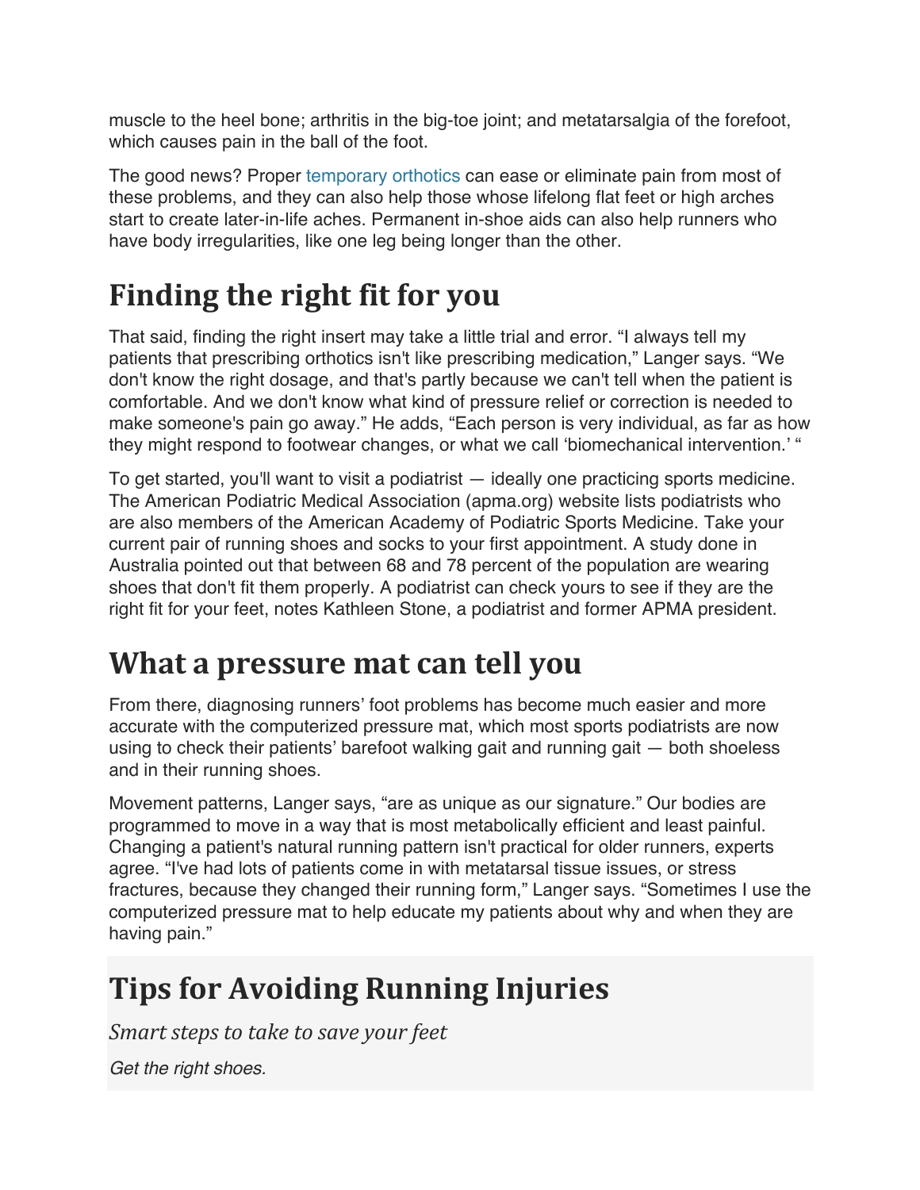muscle to the heel bone; arthritis in the big-toe joint; and metatarsalgia of the forefoot, which causes pain in the ball of the foot.

The good news? Proper temporary orthotics can ease or eliminate pain from most of these problems, and they can also help those whose lifelong flat feet or high arches start to create later-in-life aches. Permanent in-shoe aids can also help runners who have body irregularities, like one leg being longer than the other.

## Finding the right fit for you

That said, finding the right insert may take a little trial and error. "I always tell my patients that prescribing orthotics isn't like prescribing medication," Langer says. "We don't know the right dosage, and that's partly because we can't tell when the patient is comfortable. And we don't know what kind of pressure relief or correction is needed to make someone's pain go away." He adds, "Each person is very individual, as far as how they might respond to footwear changes, or what we call 'biomechanical intervention.' "

To get started, you'll want to visit a podiatrist — ideally one practicing sports medicine. The American Podiatric Medical Association (apma.org) website lists podiatrists who are also members of the American Academy of Podiatric Sports Medicine. Take your current pair of running shoes and socks to your first appointment. A study done in Australia pointed out that between 68 and 78 percent of the population are wearing shoes that don't fit them properly. A podiatrist can check yours to see if they are the right fit for your feet, notes Kathleen Stone, a podiatrist and former APMA president.

## What a pressure mat can tell you

From there, diagnosing runners' foot problems has become much easier and more accurate with the computerized pressure mat, which most sports podiatrists are now using to check their patients' barefoot walking gait and running gait — both shoeless and in their running shoes.

Movement patterns, Langer says, "are as unique as our signature." Our bodies are programmed to move in a way that is most metabolically efficient and least painful. Changing a patient's natural running pattern isn't practical for older runners, experts agree. "I've had lots of patients come in with metatarsal tissue issues, or stress fractures, because they changed their running form," Langer says. "Sometimes I use the computerized pressure mat to help educate my patients about why and when they are having pain."

## Tips for Avoiding Running Injuries

*Smart steps to take to save your feet*

*Get the right shoes.*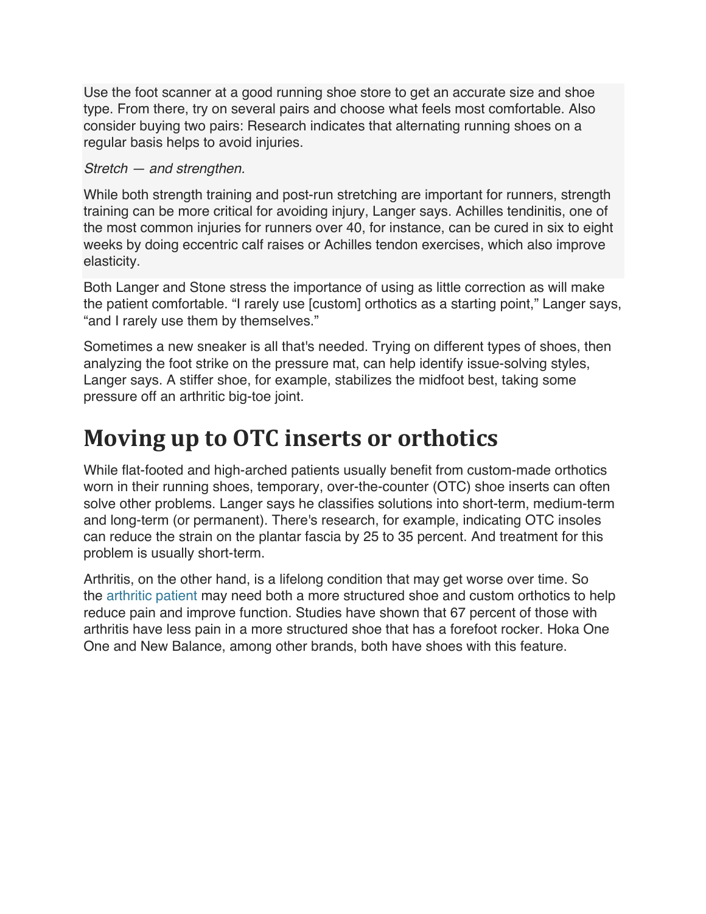Use the foot scanner at a good running shoe store to get an accurate size and shoe type. From there, try on several pairs and choose what feels most comfortable. Also consider buying two pairs: Research indicates that alternating running shoes on a regular basis helps to avoid injuries.

*Stretch — and strengthen.*

While both strength training and post-run stretching are important for runners, strength training can be more critical for avoiding injury, Langer says. Achilles tendinitis, one of the most common injuries for runners over 40, for instance, can be cured in six to eight weeks by doing eccentric calf raises or Achilles tendon exercises, which also improve elasticity.

Both Langer and Stone stress the importance of using as little correction as will make the patient comfortable. “I rarely use [custom] orthotics as a starting point,” Langer says, “and I rarely use them by themselves.”

Sometimes a new sneaker is all that's needed. Trying on different types of shoes, then analyzing the foot strike on the pressure mat, can help identify issue-solving styles, Langer says. A stiffer shoe, for example, stabilizes the midfoot best, taking some pressure off an arthritic big-toe joint.

# Moving up to OTC inserts or orthotics

While flat-footed and high-arched patients usually benefit from custom-made orthotics worn in their running shoes, temporary, over-the-counter (OTC) shoe inserts can often solve other problems. Langer says he classifies solutions into short-term, medium-term and long-term (or permanent). There's research, for example, indicating OTC insoles can reduce the strain on the plantar fascia by 25 to 35 percent. And treatment for this problem is usually short-term.

Arthritis, on the other hand, is a lifelong condition that may get worse over time. So the arthritic patient may need both a more structured shoe and custom orthotics to help reduce pain and improve function. Studies have shown that 67 percent of those with arthritis have less pain in a more structured shoe that has a forefoot rocker. Hoka One One and New Balance, among other brands, both have shoes with this feature.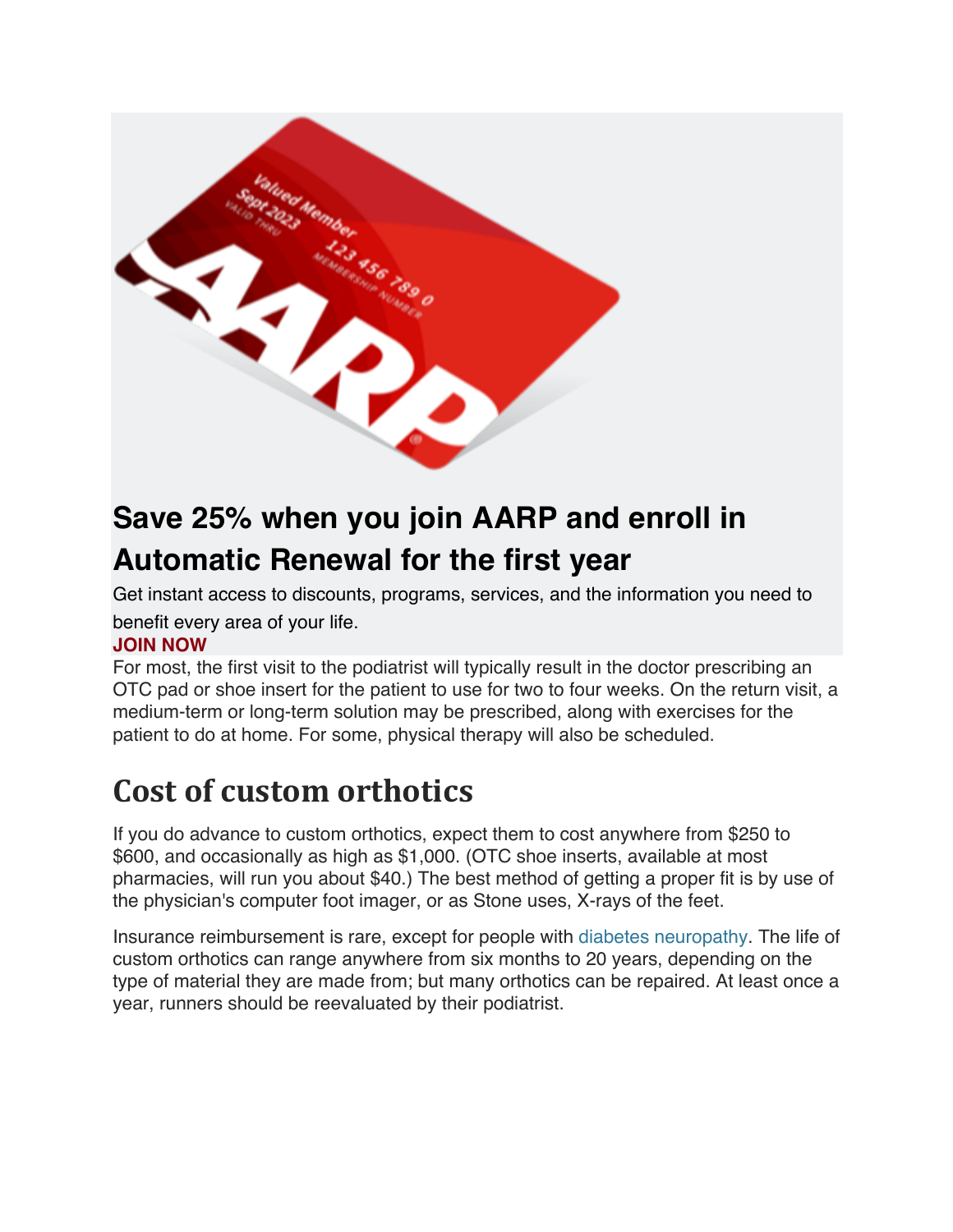## Save 25% when you join AARP and enroll in Automatic Renewal for the first year

Get instant access to discounts, programs, services, and the information you need to benefit every area of your life.

**JOIN NOW**

For most, the first visit to the podiatrist will typically result in the doctor prescribing an OTC pad or shoe insert for the patient to use for two to four weeks. On the return visit, a medium-term or long-term solution may be prescribed, along with exercises for the patient to do at home. For some, physical therapy will also be scheduled.

## Cost of custom orthotics

If you do advance to custom orthotics, expect them to cost anywhere from $250 to $600, and occasionally as high as $1,000. (OTC shoe inserts, available at most pharmacies, will run you about $40.) The best method of getting a proper fit is by use of the physician's computer foot imager, or as Stone uses, X-rays of the feet.

Insurance reimbursement is rare, except for people with diabetes neuropathy. The life of custom orthotics can range anywhere from six months to 20 years, depending on the type of material they are made from; but many orthotics can be repaired. At least once a year, runners should be reevaluated by their podiatrist.